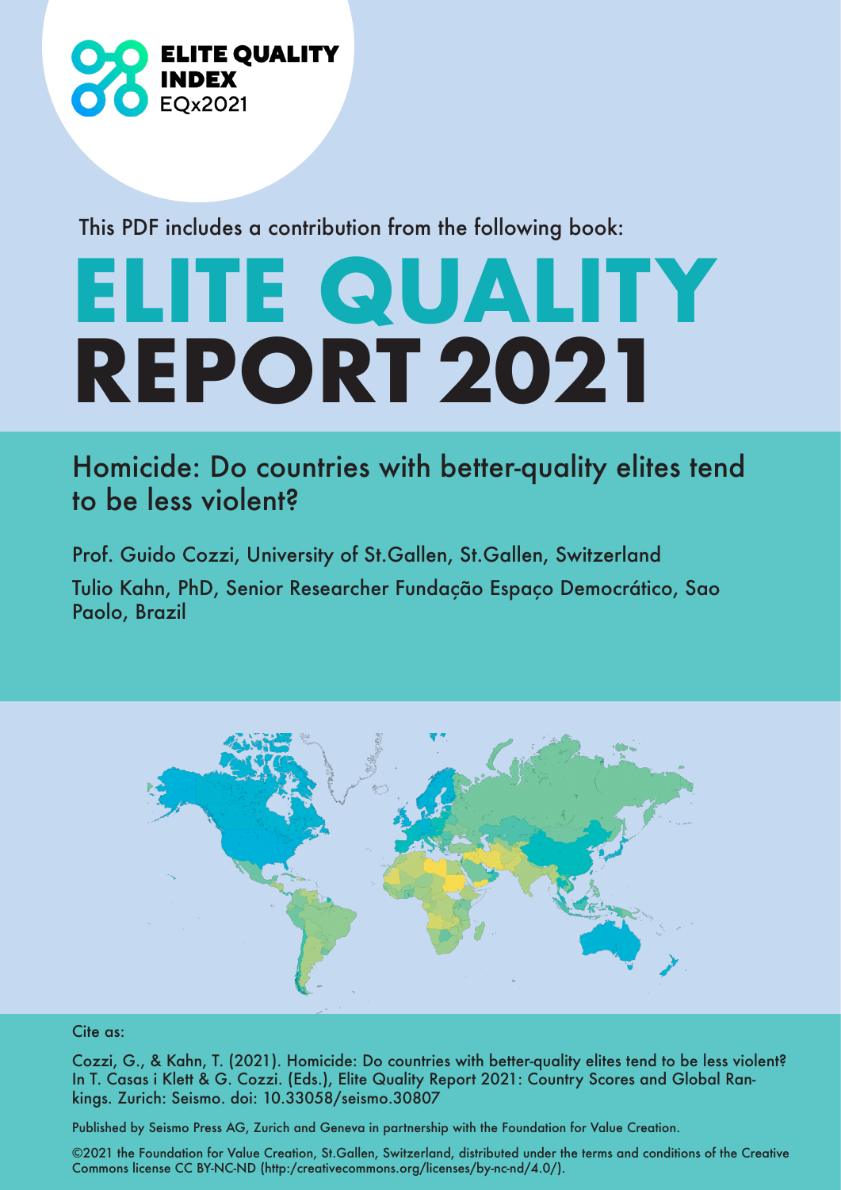ELITE QUALITY INDEX EQx2021

This PDF includes a contribution from the following book:

# ELITE QUALITY REPORT 2021

## Homicide: Do countries with better-quality elites tend to be less violent?

Prof. Guido Cozzi, University of St.Gallen, St.Gallen, Switzerland

Tulio Kahn, PhD, Senior Researcher Fundação Espaço Democrático, Sao Paolo, Brazil

Cite as:

Cozzi, G., & Kahn, T. (2021). Homicide: Do countries with better-quality elites tend to be less violent? In T. Casas i Klett & G. Cozzi. (Eds.), Elite Quality Report 2021: Country Scores and Global Rankings. Zurich: Seismo. doi: 10.33058/seismo.30807

Published by Seismo Press AG, Zurich and Geneva in partnership with the Foundation for Value Creation.

©2021 the Foundation for Value Creation, St.Gallen, Switzerland, distributed under the terms and conditions of the Creative Commons license CC BY-NC-ND (http:/creativecommons.org/licenses/by-nc-nd/4.0/).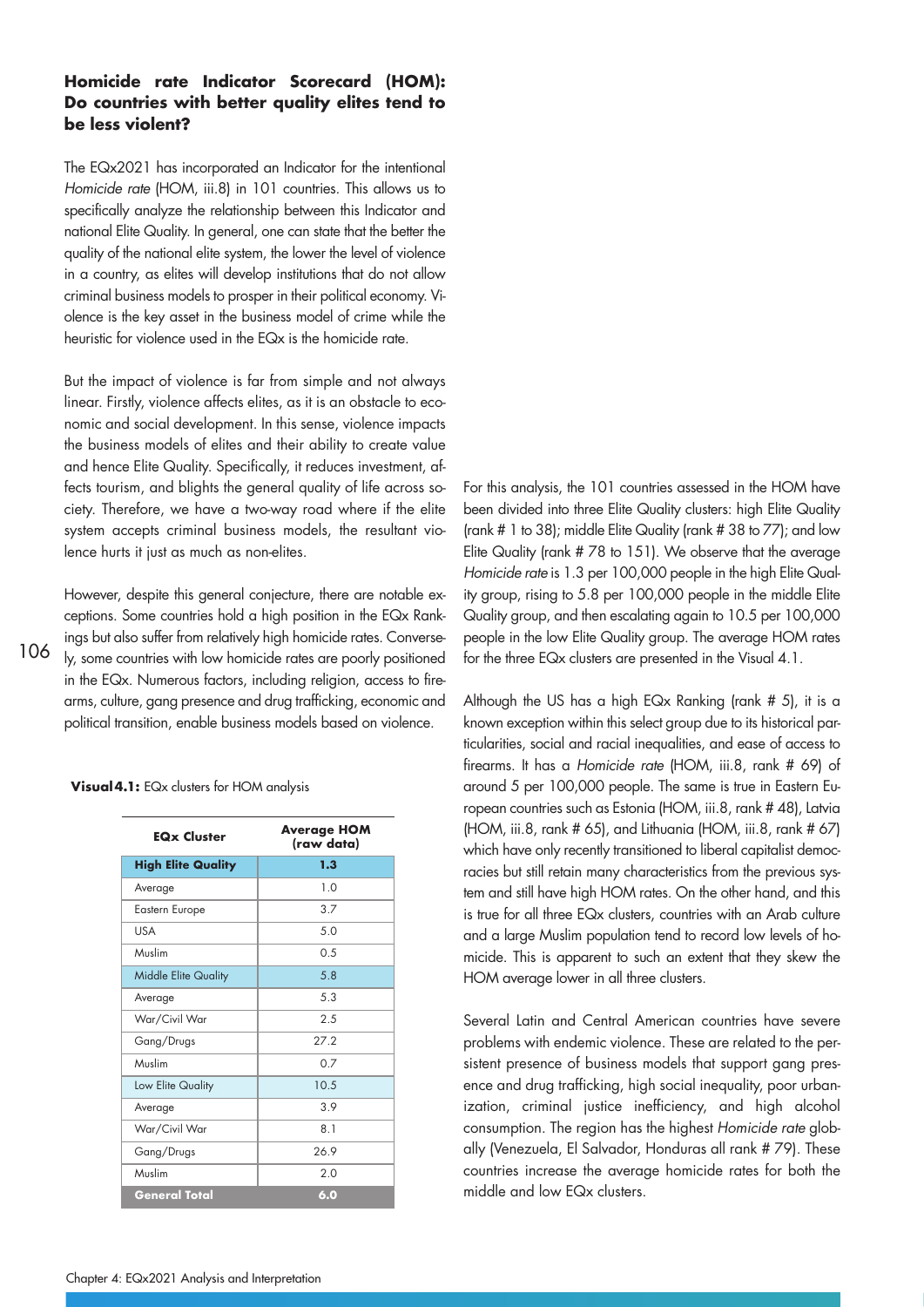### Homicide rate Indicator Scorecard (HOM): Do countries with better quality elites tend to be less violent?

The EQx2021 has incorporated an Indicator for the intentional *Homicide rate* (HOM, iii.8) in 101 countries. This allows us to specifically analyze the relationship between this Indicator and national Elite Quality. In general, one can state that the better the quality of the national elite system, the lower the level of violence in a country, as elites will develop institutions that do not allow criminal business models to prosper in their political economy. Violence is the key asset in the business model of crime while the heuristic for violence used in the EQx is the homicide rate.

But the impact of violence is far from simple and not always linear. Firstly, violence affects elites, as it is an obstacle to economic and social development. In this sense, violence impacts the business models of elites and their ability to create value and hence Elite Quality. Specifically, it reduces investment, affects tourism, and blights the general quality of life across society. Therefore, we have a two-way road where if the elite system accepts criminal business models, the resultant violence hurts it just as much as non-elites.

However, despite this general conjecture, there are notable exceptions. Some countries hold a high position in the EQx Rankings but also suffer from relatively high homicide rates. Conversely, some countries with low homicide rates are poorly positioned in the EQx. Numerous factors, including religion, access to firearms, culture, gang presence and drug trafficking, economic and political transition, enable business models based on violence.

**Visual 4.1:** EQx clusters for HOM analysis

| EQx Cluster | Average HOM (raw data) |
|---|---|
| **High Elite Quality** | **1.3** |
| Average | 1.0 |
| Eastern Europe | 3.7 |
| USA | 5.0 |
| Muslim | 0.5 |
| Middle Elite Quality | 5.8 |
| Average | 5.3 |
| War/Civil War | 2.5 |
| Gang/Drugs | 27.2 |
| Muslim | 0.7 |
| Low Elite Quality | 10.5 |
| Average | 3.9 |
| War/Civil War | 8.1 |
| Gang/Drugs | 26.9 |
| Muslim | 2.0 |
| **General Total** | **6.0** |

For this analysis, the 101 countries assessed in the HOM have been divided into three Elite Quality clusters: high Elite Quality (rank # 1 to 38); middle Elite Quality (rank # 38 to 77); and low Elite Quality (rank # 78 to 151). We observe that the average *Homicide rate* is 1.3 per 100,000 people in the high Elite Quality group, rising to 5.8 per 100,000 people in the middle Elite Quality group, and then escalating again to 10.5 per 100,000 people in the low Elite Quality group. The average HOM rates for the three EQx clusters are presented in the Visual 4.1.

Although the US has a high EQx Ranking (rank # 5), it is a known exception within this select group due to its historical particularities, social and racial inequalities, and ease of access to firearms. It has a *Homicide rate* (HOM, iii.8, rank # 69) of around 5 per 100,000 people. The same is true in Eastern European countries such as Estonia (HOM, iii.8, rank # 48), Latvia (HOM, iii.8, rank # 65), and Lithuania (HOM, iii.8, rank # 67) which have only recently transitioned to liberal capitalist democracies but still retain many characteristics from the previous system and still have high HOM rates. On the other hand, and this is true for all three EQx clusters, countries with an Arab culture and a large Muslim population tend to record low levels of homicide. This is apparent to such an extent that they skew the HOM average lower in all three clusters.

Several Latin and Central American countries have severe problems with endemic violence. These are related to the persistent presence of business models that support gang presence and drug trafficking, high social inequality, poor urbanization, criminal justice inefficiency, and high alcohol consumption. The region has the highest *Homicide rate* globally (Venezuela, El Salvador, Honduras all rank # 79). These countries increase the average homicide rates for both the middle and low EQx clusters.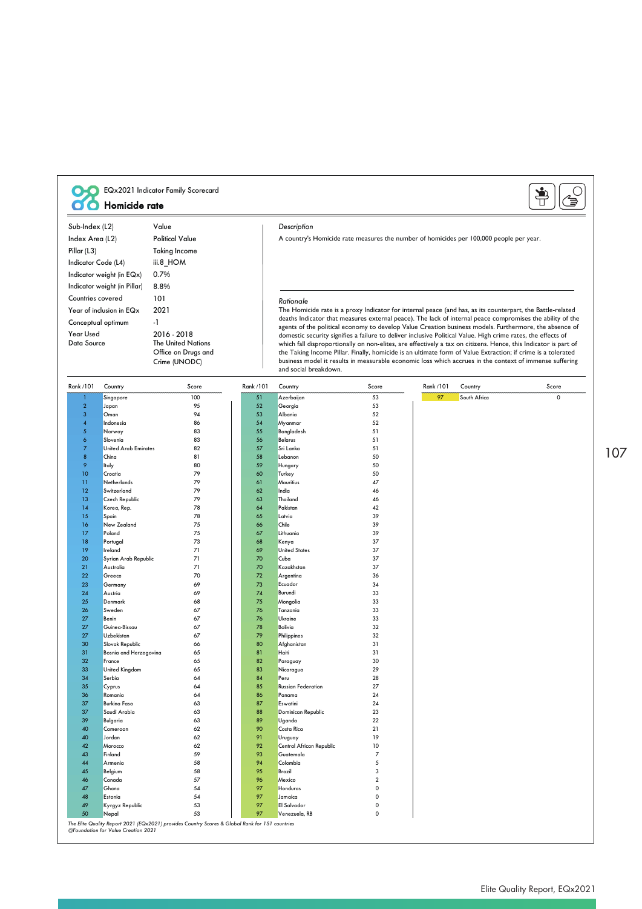EQx2021 Indicator Family Scorecard

## Homicide rate

| Sub-Index (L2) | Value |
|---|---|
| Index Area (L2) | Political Value |
| Pillar (L3) | Taking Income |
| Indicator Code (L4) | iii.8_HOM |
| Indicator weight (in EQx) | 0.7% |
| Indicator weight (in Pillar) | 8.8% |
| Countries covered | 101 |
| Year of inclusion in EQx | 2021 |
| Conceptual optimum | -1 |
| Year Used | 2016 - 2018 |
| Data Source | The United Nations Office on Drugs and Crime (UNODC) |

*Description*

A country's Homicide rate measures the number of homicides per 100,000 people per year.

*Rationale*

The Homicide rate is a proxy Indicator for internal peace (and has, as its counterpart, the Battle-related deaths Indicator that measures external peace). The lack of internal peace compromises the ability of the agents of the political economy to develop Value Creation business models. Furthermore, the absence of domestic security signifies a failure to deliver inclusive Political Value. High crime rates, the effects of which fall disproportionally on non-elites, are effectively a tax on citizens. Hence, this Indicator is part of the Taking Income Pillar. Finally, homicide is an ultimate form of Value Extraction; if crime is a tolerated business model it results in measurable economic loss which accrues in the context of immense suffering and social breakdown.

| Rank /101 | Country | Score |
|---|---|---|
| 1 | Singapore | 100 |
| 2 | Japan | 95 |
| 3 | Oman | 94 |
| 4 | Indonesia | 86 |
| 5 | Norway | 83 |
| 6 | Slovenia | 83 |
| 7 | United Arab Emirates | 82 |
| 8 | China | 81 |
| 9 | Italy | 80 |
| 10 | Croatia | 79 |
| 11 | Netherlands | 79 |
| 12 | Switzerland | 79 |
| 13 | Czech Republic | 79 |
| 14 | Korea, Rep. | 78 |
| 15 | Spain | 78 |
| 16 | New Zealand | 75 |
| 17 | Poland | 75 |
| 18 | Portugal | 73 |
| 19 | Ireland | 71 |
| 20 | Syrian Arab Republic | 71 |
| 21 | Australia | 71 |
| 22 | Greece | 70 |
| 23 | Germany | 69 |
| 24 | Austria | 69 |
| 25 | Denmark | 68 |
| 26 | Sweden | 67 |
| 27 | Benin | 67 |
| 27 | Guinea-Bissau | 67 |
| 27 | Uzbekistan | 67 |
| 30 | Slovak Republic | 66 |
| 31 | Bosnia and Herzegovina | 65 |
| 32 | France | 65 |
| 33 | United Kingdom | 65 |
| 34 | Serbia | 64 |
| 35 | Cyprus | 64 |
| 36 | Romania | 64 |
| 37 | Burkina Faso | 63 |
| 37 | Saudi Arabia | 63 |
| 39 | Bulgaria | 63 |
| 40 | Cameroon | 62 |
| 40 | Jordan | 62 |
| 42 | Morocco | 62 |
| 43 | Finland | 59 |
| 44 | Armenia | 58 |
| 45 | Belgium | 58 |
| 46 | Canada | 57 |
| 47 | Ghana | 54 |
| 48 | Estonia | 54 |
| 49 | Kyrgyz Republic | 53 |
| 50 | Nepal | 53 |
| 51 | Azerbaijan | 53 |
| 52 | Georgia | 53 |
| 53 | Albania | 52 |
| 54 | Myanmar | 52 |
| 55 | Bangladesh | 51 |
| 56 | Belarus | 51 |
| 57 | Sri Lanka | 51 |
| 58 | Lebanon | 50 |
| 59 | Hungary | 50 |
| 60 | Turkey | 50 |
| 61 | Mauritius | 47 |
| 62 | India | 46 |
| 63 | Thailand | 46 |
| 64 | Pakistan | 42 |
| 65 | Latvia | 39 |
| 66 | Chile | 39 |
| 67 | Lithuania | 39 |
| 68 | Kenya | 37 |
| 69 | United States | 37 |
| 70 | Cuba | 37 |
| 70 | Kazakhstan | 37 |
| 72 | Argentina | 36 |
| 73 | Ecuador | 34 |
| 74 | Burundi | 33 |
| 75 | Mongolia | 33 |
| 76 | Tanzania | 33 |
| 76 | Ukraine | 33 |
| 78 | Bolivia | 32 |
| 79 | Philippines | 32 |
| 80 | Afghanistan | 31 |
| 81 | Haiti | 31 |
| 82 | Paraguay | 30 |
| 83 | Nicaragua | 29 |
| 84 | Peru | 28 |
| 85 | Russian Federation | 27 |
| 86 | Panama | 24 |
| 87 | Eswatini | 24 |
| 88 | Dominican Republic | 23 |
| 89 | Uganda | 22 |
| 90 | Costa Rica | 21 |
| 91 | Uruguay | 19 |
| 92 | Central African Republic | 10 |
| 93 | Guatemala | 7 |
| 94 | Colombia | 5 |
| 95 | Brazil | 3 |
| 96 | Mexico | 2 |
| 97 | Honduras | 0 |
| 97 | Jamaica | 0 |
| 97 | El Salvador | 0 |
| 97 | Venezuela, RB | 0 |
| 97 | South Africa | 0 |

*The Elite Quality Report 2021 (EQx2021) provides Country Scores & Global Rank for 151 countries*
*@Foundation for Value Creation 2021*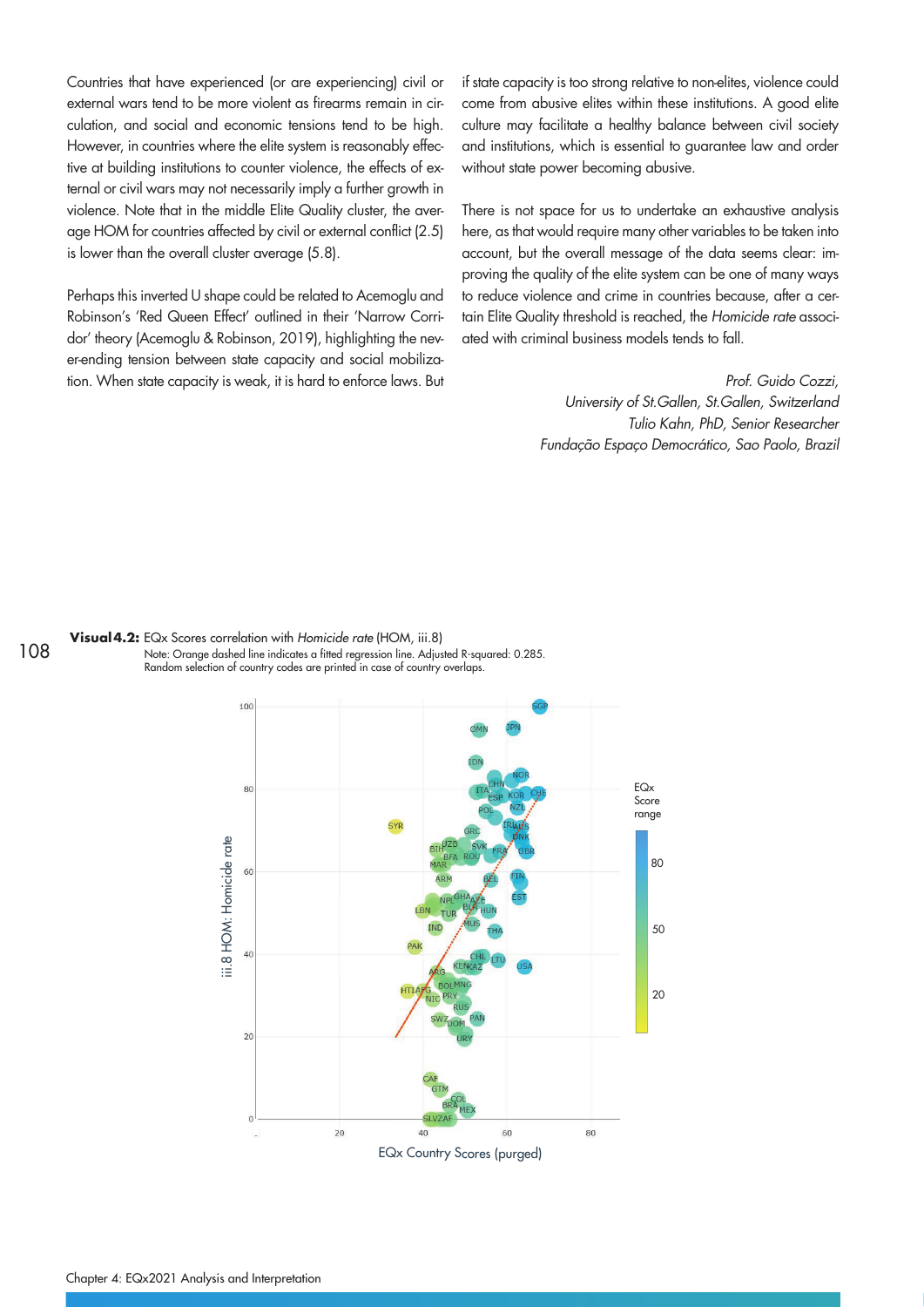Countries that have experienced (or are experiencing) civil or external wars tend to be more violent as firearms remain in circulation, and social and economic tensions tend to be high. However, in countries where the elite system is reasonably effective at building institutions to counter violence, the effects of external or civil wars may not necessarily imply a further growth in violence. Note that in the middle Elite Quality cluster, the average HOM for countries affected by civil or external conflict (2.5) is lower than the overall cluster average (5.8).

Perhaps this inverted U shape could be related to Acemoglu and Robinson's 'Red Queen Effect' outlined in their 'Narrow Corridor' theory (Acemoglu & Robinson, 2019), highlighting the never-ending tension between state capacity and social mobilization. When state capacity is weak, it is hard to enforce laws. But if state capacity is too strong relative to non-elites, violence could come from abusive elites within these institutions. A good elite culture may facilitate a healthy balance between civil society and institutions, which is essential to guarantee law and order without state power becoming abusive.

There is not space for us to undertake an exhaustive analysis here, as that would require many other variables to be taken into account, but the overall message of the data seems clear: improving the quality of the elite system can be one of many ways to reduce violence and crime in countries because, after a certain Elite Quality threshold is reached, the *Homicide rate* associated with criminal business models tends to fall.

*Prof. Guido Cozzi,*
*University of St.Gallen, St.Gallen, Switzerland*
*Tulio Kahn, PhD, Senior Researcher*
*Fundação Espaço Democrático, Sao Paolo, Brazil*

**Visual 4.2:** EQx Scores correlation with *Homicide rate* (HOM, iii.8)
Note: Orange dashed line indicates a fitted regression line. Adjusted R-squared: 0.285.
Random selection of country codes are printed in case of country overlaps.

iii.8 HOM: Homicide rate
0
20
40
60
80
100
EQx Country Scores (purged)
20
40
60
80
EQx Score range
80
50
20
SGP, OMN, JPN, IDN, NOR, CHN, ITA, ESP, KOR, CHE, NZL, POL, SYR, IRL, AUS, DNK, GRC, UZB, BIH, SVK, BFA, ROU, FRA, GBR, MAR, ARM, BEL, FIN, GHA, AZE, NPL, BLR, EST, LBN, TUR, HUN, IND, MUS, THA, PAK, CHL, LTU, KEN, KAZ, USA, ARG, BOL, MNG, HTI, AFG, NIC, PRY, RUS, SWZ, DOM, PAN, URY, CAF, GTM, COL, BRA, MEX, SLV, ZAF